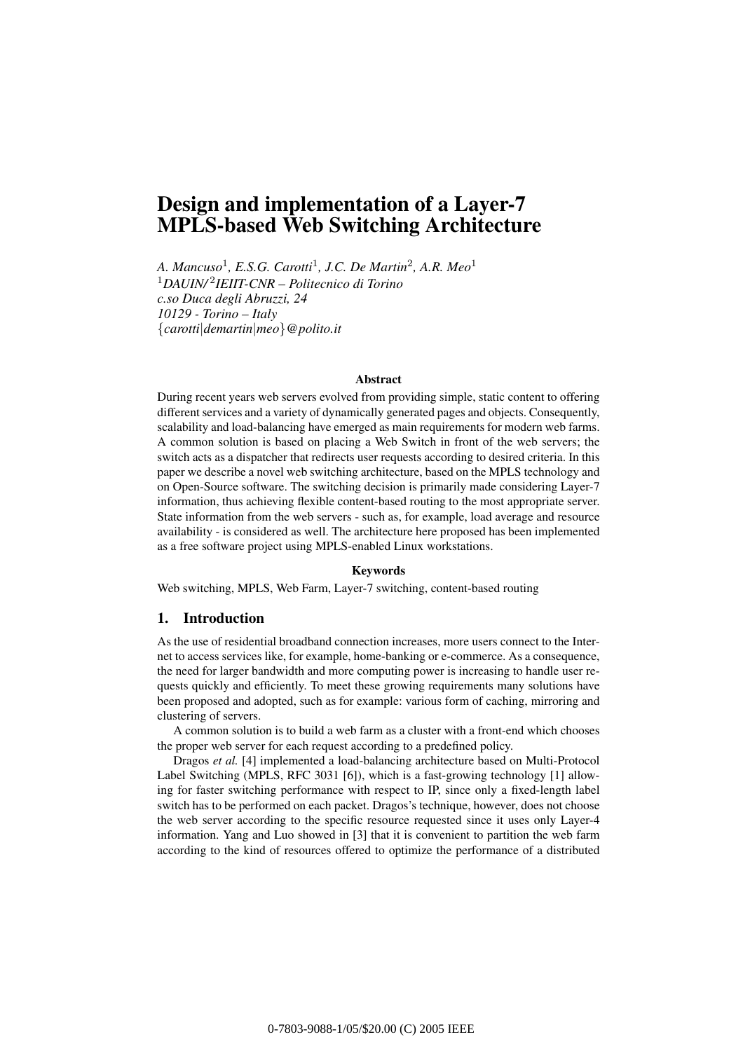# Design and implementation of a Layer-7 MPLS-based Web Switching Architecture

*A. Mancuso[1], E.S.G. Carotti[1], J.C. De Martin[2], A.R. Meo[1]*
*[1]DAUIN/[2]IEIIT-CNR – Politecnico di Torino*
*c.so Duca degli Abruzzi, 24*
*10129 - Torino – Italy*
*{carotti|demartin|meo}@polito.it*

### Abstract

During recent years web servers evolved from providing simple, static content to offering different services and a variety of dynamically generated pages and objects. Consequently, scalability and load-balancing have emerged as main requirements for modern web farms. A common solution is based on placing a Web Switch in front of the web servers; the switch acts as a dispatcher that redirects user requests according to desired criteria. In this paper we describe a novel web switching architecture, based on the MPLS technology and on Open-Source software. The switching decision is primarily made considering Layer-7 information, thus achieving flexible content-based routing to the most appropriate server. State information from the web servers - such as, for example, load average and resource availability - is considered as well. The architecture here proposed has been implemented as a free software project using MPLS-enabled Linux workstations.

### Keywords

Web switching, MPLS, Web Farm, Layer-7 switching, content-based routing

## 1. Introduction

As the use of residential broadband connection increases, more users connect to the Internet to access services like, for example, home-banking or e-commerce. As a consequence, the need for larger bandwidth and more computing power is increasing to handle user requests quickly and efficiently. To meet these growing requirements many solutions have been proposed and adopted, such as for example: various form of caching, mirroring and clustering of servers.

A common solution is to build a web farm as a cluster with a front-end which chooses the proper web server for each request according to a predefined policy.

Dragos *et al.* [4] implemented a load-balancing architecture based on Multi-Protocol Label Switching (MPLS, RFC 3031 [6]), which is a fast-growing technology [1] allowing for faster switching performance with respect to IP, since only a fixed-length label switch has to be performed on each packet. Dragos's technique, however, does not choose the web server according to the specific resource requested since it uses only Layer-4 information. Yang and Luo showed in [3] that it is convenient to partition the web farm according to the kind of resources offered to optimize the performance of a distributed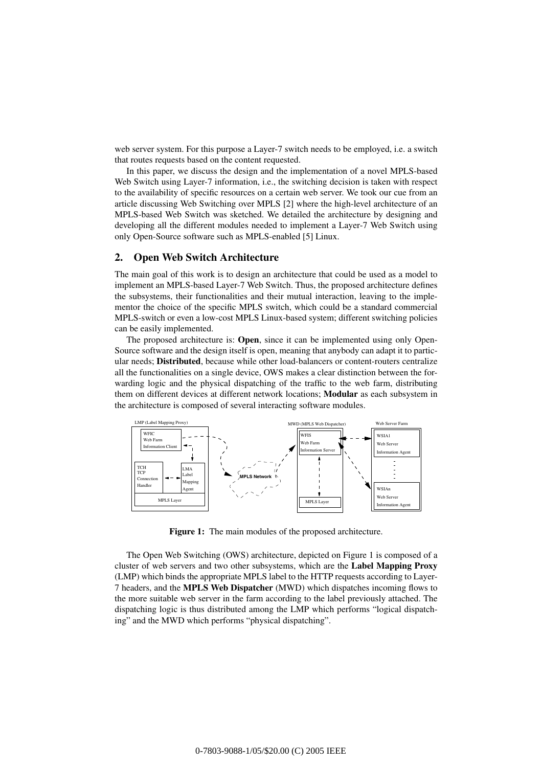web server system. For this purpose a Layer-7 switch needs to be employed, i.e. a switch that routes requests based on the content requested.

In this paper, we discuss the design and the implementation of a novel MPLS-based Web Switch using Layer-7 information, i.e., the switching decision is taken with respect to the availability of specific resources on a certain web server. We took our cue from an article discussing Web Switching over MPLS [2] where the high-level architecture of an MPLS-based Web Switch was sketched. We detailed the architecture by designing and developing all the different modules needed to implement a Layer-7 Web Switch using only Open-Source software such as MPLS-enabled [5] Linux.

## 2. Open Web Switch Architecture

The main goal of this work is to design an architecture that could be used as a model to implement an MPLS-based Layer-7 Web Switch. Thus, the proposed architecture defines the subsystems, their functionalities and their mutual interaction, leaving to the implementor the choice of the specific MPLS switch, which could be a standard commercial MPLS-switch or even a low-cost MPLS Linux-based system; different switching policies can be easily implemented.

The proposed architecture is: **Open**, since it can be implemented using only Open-Source software and the design itself is open, meaning that anybody can adapt it to particular needs; **Distributed**, because while other load-balancers or content-routers centralize all the functionalities on a single device, OWS makes a clear distinction between the forwarding logic and the physical dispatching of the traffic to the web farm, distributing them on different devices at different network locations; **Modular** as each subsystem in the architecture is composed of several interacting software modules.

**Figure 1:** The main modules of the proposed architecture.

The Open Web Switching (OWS) architecture, depicted on Figure 1 is composed of a cluster of web servers and two other subsystems, which are the **Label Mapping Proxy** (LMP) which binds the appropriate MPLS label to the HTTP requests according to Layer-7 headers, and the **MPLS Web Dispatcher** (MWD) which dispatches incoming flows to the more suitable web server in the farm according to the label previously attached. The dispatching logic is thus distributed among the LMP which performs "logical dispatching" and the MWD which performs "physical dispatching".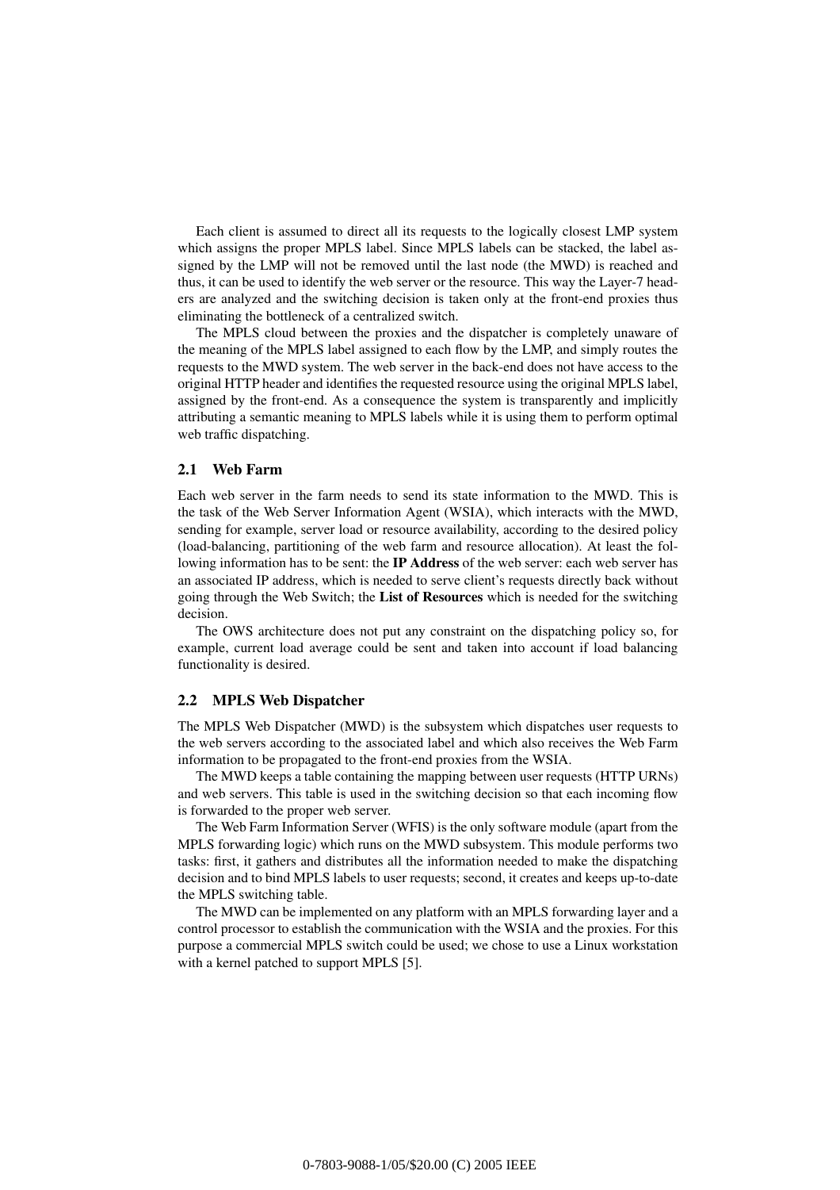Each client is assumed to direct all its requests to the logically closest LMP system which assigns the proper MPLS label. Since MPLS labels can be stacked, the label assigned by the LMP will not be removed until the last node (the MWD) is reached and thus, it can be used to identify the web server or the resource. This way the Layer-7 headers are analyzed and the switching decision is taken only at the front-end proxies thus eliminating the bottleneck of a centralized switch.

The MPLS cloud between the proxies and the dispatcher is completely unaware of the meaning of the MPLS label assigned to each flow by the LMP, and simply routes the requests to the MWD system. The web server in the back-end does not have access to the original HTTP header and identifies the requested resource using the original MPLS label, assigned by the front-end. As a consequence the system is transparently and implicitly attributing a semantic meaning to MPLS labels while it is using them to perform optimal web traffic dispatching.

### 2.1 Web Farm

Each web server in the farm needs to send its state information to the MWD. This is the task of the Web Server Information Agent (WSIA), which interacts with the MWD, sending for example, server load or resource availability, according to the desired policy (load-balancing, partitioning of the web farm and resource allocation). At least the following information has to be sent: the **IP Address** of the web server: each web server has an associated IP address, which is needed to serve client's requests directly back without going through the Web Switch; the **List of Resources** which is needed for the switching decision.

The OWS architecture does not put any constraint on the dispatching policy so, for example, current load average could be sent and taken into account if load balancing functionality is desired.

### 2.2 MPLS Web Dispatcher

The MPLS Web Dispatcher (MWD) is the subsystem which dispatches user requests to the web servers according to the associated label and which also receives the Web Farm information to be propagated to the front-end proxies from the WSIA.

The MWD keeps a table containing the mapping between user requests (HTTP URNs) and web servers. This table is used in the switching decision so that each incoming flow is forwarded to the proper web server.

The Web Farm Information Server (WFIS) is the only software module (apart from the MPLS forwarding logic) which runs on the MWD subsystem. This module performs two tasks: first, it gathers and distributes all the information needed to make the dispatching decision and to bind MPLS labels to user requests; second, it creates and keeps up-to-date the MPLS switching table.

The MWD can be implemented on any platform with an MPLS forwarding layer and a control processor to establish the communication with the WSIA and the proxies. For this purpose a commercial MPLS switch could be used; we chose to use a Linux workstation with a kernel patched to support MPLS [5].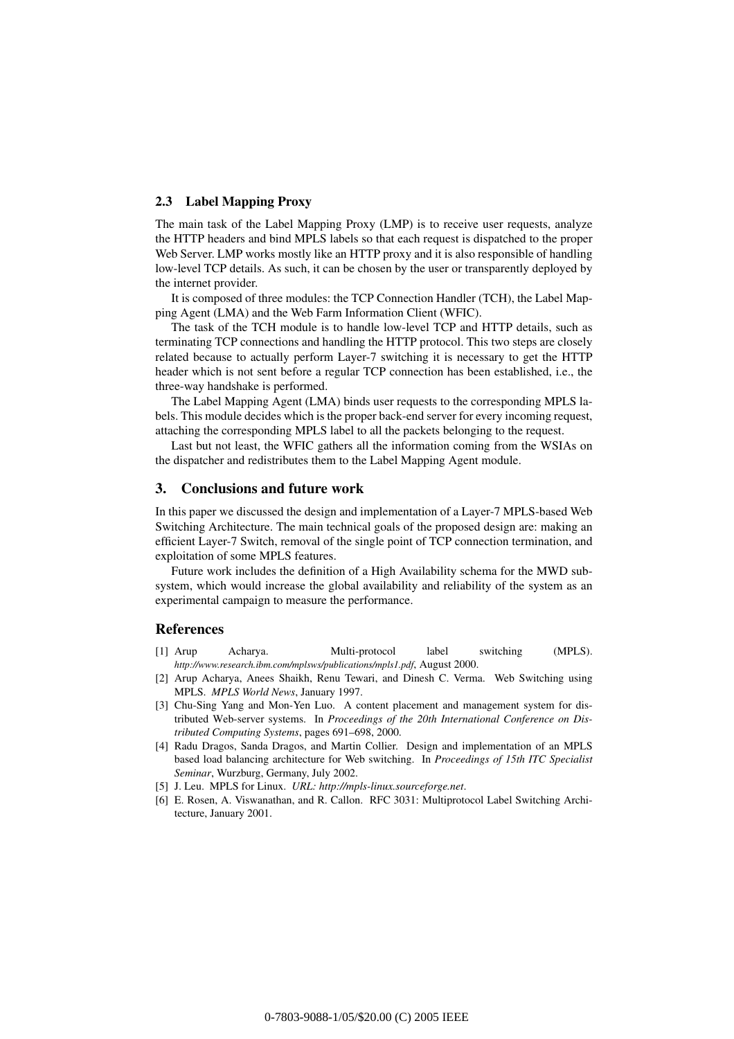### 2.3 Label Mapping Proxy

The main task of the Label Mapping Proxy (LMP) is to receive user requests, analyze the HTTP headers and bind MPLS labels so that each request is dispatched to the proper Web Server. LMP works mostly like an HTTP proxy and it is also responsible of handling low-level TCP details. As such, it can be chosen by the user or transparently deployed by the internet provider.

It is composed of three modules: the TCP Connection Handler (TCH), the Label Mapping Agent (LMA) and the Web Farm Information Client (WFIC).

The task of the TCH module is to handle low-level TCP and HTTP details, such as terminating TCP connections and handling the HTTP protocol. This two steps are closely related because to actually perform Layer-7 switching it is necessary to get the HTTP header which is not sent before a regular TCP connection has been established, i.e., the three-way handshake is performed.

The Label Mapping Agent (LMA) binds user requests to the corresponding MPLS labels. This module decides which is the proper back-end server for every incoming request, attaching the corresponding MPLS label to all the packets belonging to the request.

Last but not least, the WFIC gathers all the information coming from the WSIAs on the dispatcher and redistributes them to the Label Mapping Agent module.

## 3. Conclusions and future work

In this paper we discussed the design and implementation of a Layer-7 MPLS-based Web Switching Architecture. The main technical goals of the proposed design are: making an efficient Layer-7 Switch, removal of the single point of TCP connection termination, and exploitation of some MPLS features.

Future work includes the definition of a High Availability schema for the MWD subsystem, which would increase the global availability and reliability of the system as an experimental campaign to measure the performance.

## References

[1] Arup Acharya. Multi-protocol label switching (MPLS). *http://www.research.ibm.com/mplsws/publications/mpls1.pdf*, August 2000.

[2] Arup Acharya, Anees Shaikh, Renu Tewari, and Dinesh C. Verma. Web Switching using MPLS. *MPLS World News*, January 1997.

[3] Chu-Sing Yang and Mon-Yen Luo. A content placement and management system for distributed Web-server systems. In *Proceedings of the 20th International Conference on Distributed Computing Systems*, pages 691–698, 2000.

[4] Radu Dragos, Sanda Dragos, and Martin Collier. Design and implementation of an MPLS based load balancing architecture for Web switching. In *Proceedings of 15th ITC Specialist Seminar*, Wurzburg, Germany, July 2002.

[5] J. Leu. MPLS for Linux. *URL: http://mpls-linux.sourceforge.net*.

[6] E. Rosen, A. Viswanathan, and R. Callon. RFC 3031: Multiprotocol Label Switching Architecture, January 2001.